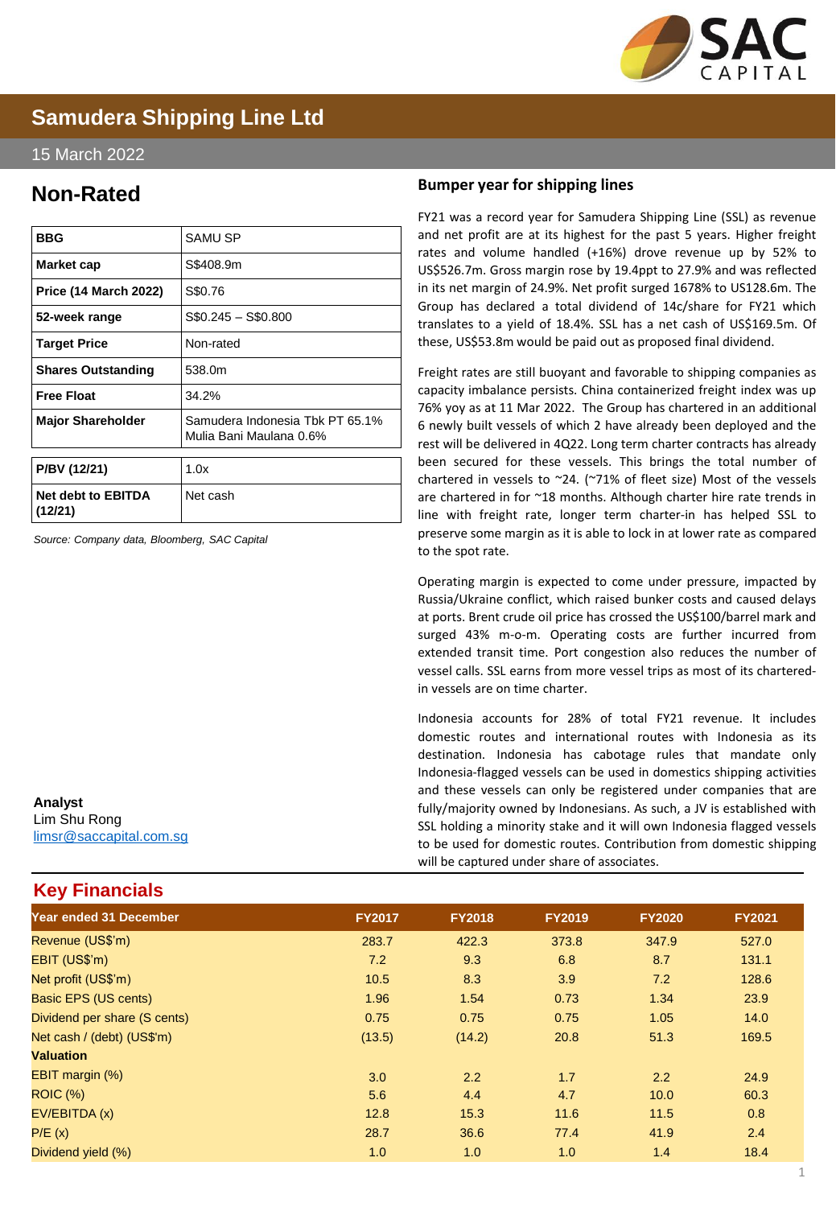# Samudera Shipping Line Ltd

15 March 2022

## Non-Rated

| BBG | SAMU SP |
|---|---|
| Market cap | S$408.9m |
| Price (14 March 2022) | S$0.76 |
| 52-week range | S$0.245 – S$0.800 |
| Target Price | Non-rated |
| Shares Outstanding | 538.0m |
| Free Float | 34.2% |
| Major Shareholder | Samudera Indonesia Tbk PT 65.1%<br>Mulia Bani Maulana 0.6% |

| P/BV (12/21) | 1.0x |
|---|---|
| Net debt to EBITDA (12/21) | Net cash |

*Source: Company data, Bloomberg, SAC Capital*

**Analyst**
Lim Shu Rong
limsr@saccapital.com.sg

### Bumper year for shipping lines

FY21 was a record year for Samudera Shipping Line (SSL) as revenue and net profit are at its highest for the past 5 years. Higher freight rates and volume handled (+16%) drove revenue up by 52% to US$526.7m. Gross margin rose by 19.4ppt to 27.9% and was reflected in its net margin of 24.9%. Net profit surged 1678% to US128.6m. The Group has declared a total dividend of 14c/share for FY21 which translates to a yield of 18.4%. SSL has a net cash of US$169.5m. Of these, US$53.8m would be paid out as proposed final dividend.

Freight rates are still buoyant and favorable to shipping companies as capacity imbalance persists. China containerized freight index was up 76% yoy as at 11 Mar 2022. The Group has chartered in an additional 6 newly built vessels of which 2 have already been deployed and the rest will be delivered in 4Q22. Long term charter contracts has already been secured for these vessels. This brings the total number of chartered in vessels to ~24. (~71% of fleet size) Most of the vessels are chartered in for ~18 months. Although charter hire rate trends in line with freight rate, longer term charter-in has helped SSL to preserve some margin as it is able to lock in at lower rate as compared to the spot rate.

Operating margin is expected to come under pressure, impacted by Russia/Ukraine conflict, which raised bunker costs and caused delays at ports. Brent crude oil price has crossed the US$100/barrel mark and surged 43% m-o-m. Operating costs are further incurred from extended transit time. Port congestion also reduces the number of vessel calls. SSL earns from more vessel trips as most of its chartered-in vessels are on time charter.

Indonesia accounts for 28% of total FY21 revenue. It includes domestic routes and international routes with Indonesia as its destination. Indonesia has cabotage rules that mandate only Indonesia-flagged vessels can be used in domestics shipping activities and these vessels can only be registered under companies that are fully/majority owned by Indonesians. As such, a JV is established with SSL holding a minority stake and it will own Indonesia flagged vessels to be used for domestic routes. Contribution from domestic shipping will be captured under share of associates.

## Key Financials

| Year ended 31 December | FY2017 | FY2018 | FY2019 | FY2020 | FY2021 |
|---|---|---|---|---|---|
| Revenue (US$'m) | 283.7 | 422.3 | 373.8 | 347.9 | 527.0 |
| EBIT (US$'m) | 7.2 | 9.3 | 6.8 | 8.7 | 131.1 |
| Net profit (US$'m) | 10.5 | 8.3 | 3.9 | 7.2 | 128.6 |
| Basic EPS (US cents) | 1.96 | 1.54 | 0.73 | 1.34 | 23.9 |
| Dividend per share (S cents) | 0.75 | 0.75 | 0.75 | 1.05 | 14.0 |
| Net cash / (debt) (US$'m) | (13.5) | (14.2) | 20.8 | 51.3 | 169.5 |
| **Valuation** | | | | | |
| EBIT margin (%) | 3.0 | 2.2 | 1.7 | 2.2 | 24.9 |
| ROIC (%) | 5.6 | 4.4 | 4.7 | 10.0 | 60.3 |
| EV/EBITDA (x) | 12.8 | 15.3 | 11.6 | 11.5 | 0.8 |
| P/E (x) | 28.7 | 36.6 | 77.4 | 41.9 | 2.4 |
| Dividend yield (%) | 1.0 | 1.0 | 1.0 | 1.4 | 18.4 |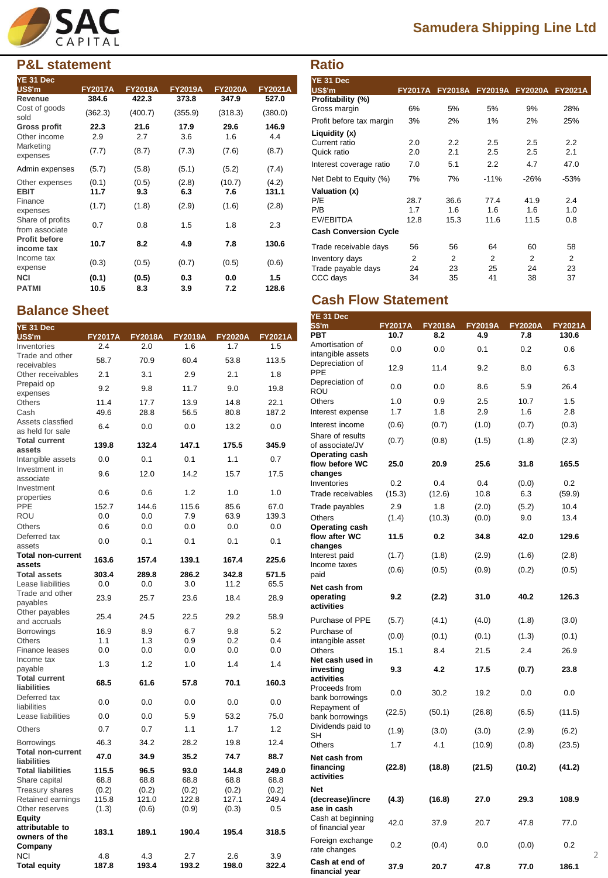# Samudera Shipping Line Ltd

## P&L statement

| YE 31 Dec US$'m | FY2017A | FY2018A | FY2019A | FY2020A | FY2021A |
|---|---|---|---|---|---|
| **Revenue** | **384.6** | **422.3** | **373.8** | **347.9** | **527.0** |
| Cost of goods sold | (362.3) | (400.7) | (355.9) | (318.3) | (380.0) |
| **Gross profit** | **22.3** | **21.6** | **17.9** | **29.6** | **146.9** |
| Other income | 2.9 | 2.7 | 3.6 | 1.6 | 4.4 |
| Marketing expenses | (7.7) | (8.7) | (7.3) | (7.6) | (8.7) |
| Admin expenses | (5.7) | (5.8) | (5.1) | (5.2) | (7.4) |
| Other expenses | (0.1) | (0.5) | (2.8) | (10.7) | (4.2) |
| **EBIT** | **11.7** | **9.3** | **6.3** | **7.6** | **131.1** |
| Finance expenses | (1.7) | (1.8) | (2.9) | (1.6) | (2.8) |
| Share of profits from associate | 0.7 | 0.8 | 1.5 | 1.8 | 2.3 |
| **Profit before income tax** | **10.7** | **8.2** | **4.9** | **7.8** | **130.6** |
| Income tax expense | (0.3) | (0.5) | (0.7) | (0.5) | (0.6) |
| **NCI** | **(0.1)** | **(0.5)** | **0.3** | **0.0** | **1.5** |
| **PATMI** | **10.5** | **8.3** | **3.9** | **7.2** | **128.6** |

## Balance Sheet

| YE 31 Dec US$'m | FY2017A | FY2018A | FY2019A | FY2020A | FY2021A |
|---|---|---|---|---|---|
| Inventories | 2.4 | 2.0 | 1.6 | 1.7 | 1.5 |
| Trade and other receivables | 58.7 | 70.9 | 60.4 | 53.8 | 113.5 |
| Other receivables | 2.1 | 3.1 | 2.9 | 2.1 | 1.8 |
| Prepaid op expenses | 9.2 | 9.8 | 11.7 | 9.0 | 19.8 |
| Others | 11.4 | 17.7 | 13.9 | 14.8 | 22.1 |
| Cash | 49.6 | 28.8 | 56.5 | 80.8 | 187.2 |
| Assets classfied as held for sale | 6.4 | 0.0 | 0.0 | 13.2 | 0.0 |
| **Total current assets** | **139.8** | **132.4** | **147.1** | **175.5** | **345.9** |
| Intangible assets | 0.0 | 0.1 | 0.1 | 1.1 | 0.7 |
| Investment in associate | 9.6 | 12.0 | 14.2 | 15.7 | 17.5 |
| Investment properties | 0.6 | 0.6 | 1.2 | 1.0 | 1.0 |
| PPE | 152.7 | 144.6 | 115.6 | 85.6 | 67.0 |
| ROU | 0.0 | 0.0 | 7.9 | 63.9 | 139.3 |
| Others | 0.6 | 0.0 | 0.0 | 0.0 | 0.0 |
| Deferred tax assets | 0.0 | 0.1 | 0.1 | 0.1 | 0.1 |
| **Total non-current assets** | **163.6** | **157.4** | **139.1** | **167.4** | **225.6** |
| **Total assets** | **303.4** | **289.8** | **286.2** | **342.8** | **571.5** |
| Lease liabilities | 0.0 | 0.0 | 3.0 | 11.2 | 65.5 |
| Trade and other payables | 23.9 | 25.7 | 23.6 | 18.4 | 28.9 |
| Other payables and accruals | 25.4 | 24.5 | 22.5 | 29.2 | 58.9 |
| Borrowings | 16.9 | 8.9 | 6.7 | 9.8 | 5.2 |
| Others | 1.1 | 1.3 | 0.9 | 0.2 | 0.4 |
| Finance leases | 0.0 | 0.0 | 0.0 | 0.0 | 0.0 |
| Income tax payable | 1.3 | 1.2 | 1.0 | 1.4 | 1.4 |
| **Total current liabilities** | **68.5** | **61.6** | **57.8** | **70.1** | **160.3** |
| Deferred tax liabilities | 0.0 | 0.0 | 0.0 | 0.0 | 0.0 |
| Lease liabilities | 0.0 | 0.0 | 5.9 | 53.2 | 75.0 |
| Others | 0.7 | 0.7 | 1.1 | 1.7 | 1.2 |
| Borrowings | 46.3 | 34.2 | 28.2 | 19.8 | 12.4 |
| **Total non-current liabilities** | **47.0** | **34.9** | **35.2** | **74.7** | **88.7** |
| **Total liabilities** | **115.5** | **96.5** | **93.0** | **144.8** | **249.0** |
| Share capital | 68.8 | 68.8 | 68.8 | 68.8 | 68.8 |
| Treasury shares | (0.2) | (0.2) | (0.2) | (0.2) | (0.2) |
| Retained earnings | 115.8 | 121.0 | 122.8 | 127.1 | 249.4 |
| Other reserves | (1.3) | (0.6) | (0.9) | (0.3) | 0.5 |
| **Equity attributable to owners of the Company** | **183.1** | **189.1** | **190.4** | **195.4** | **318.5** |
| NCI | 4.8 | 4.3 | 2.7 | 2.6 | 3.9 |
| **Total equity** | **187.8** | **193.4** | **193.2** | **198.0** | **322.4** |

## Ratio

| YE 31 Dec US$'m | FY2017A | FY2018A | FY2019A | FY2020A | FY2021A |
|---|---|---|---|---|---|
| **Profitability (%)** | | | | | |
| Gross margin | 6% | 5% | 5% | 9% | 28% |
| Profit before tax margin | 3% | 2% | 1% | 2% | 25% |
| **Liquidity (x)** | | | | | |
| Current ratio | 2.0 | 2.2 | 2.5 | 2.5 | 2.2 |
| Quick ratio | 2.0 | 2.1 | 2.5 | 2.5 | 2.1 |
| Interest coverage ratio | 7.0 | 5.1 | 2.2 | 4.7 | 47.0 |
| Net Debt to Equity (%) | 7% | 7% | -11% | -26% | -53% |
| **Valuation (x)** | | | | | |
| P/E | 28.7 | 36.6 | 77.4 | 41.9 | 2.4 |
| P/B | 1.7 | 1.6 | 1.6 | 1.6 | 1.0 |
| EV/EBITDA | 12.8 | 15.3 | 11.6 | 11.5 | 0.8 |
| **Cash Conversion Cycle** | | | | | |
| Trade receivable days | 56 | 56 | 64 | 60 | 58 |
| Inventory days | 2 | 2 | 2 | 2 | 2 |
| Trade payable days | 24 | 23 | 25 | 24 | 23 |
| CCC days | 34 | 35 | 41 | 38 | 37 |

## Cash Flow Statement

| YE 31 Dec S$'m | FY2017A | FY2018A | FY2019A | FY2020A | FY2021A |
|---|---|---|---|---|---|
| **PBT** | **10.7** | **8.2** | **4.9** | **7.8** | **130.6** |
| Amortisation of intangible assets | 0.0 | 0.0 | 0.1 | 0.2 | 0.6 |
| Depreciation of PPE | 12.9 | 11.4 | 9.2 | 8.0 | 6.3 |
| Depreciation of ROU | 0.0 | 0.0 | 8.6 | 5.9 | 26.4 |
| Others | 1.0 | 0.9 | 2.5 | 10.7 | 1.5 |
| Interest expense | 1.7 | 1.8 | 2.9 | 1.6 | 2.8 |
| Interest income | (0.6) | (0.7) | (1.0) | (0.7) | (0.3) |
| Share of results of associate/JV | (0.7) | (0.8) | (1.5) | (1.8) | (2.3) |
| **Operating cash flow before WC changes** | **25.0** | **20.9** | **25.6** | **31.8** | **165.5** |
| Inventories | 0.2 | 0.4 | 0.4 | (0.0) | 0.2 |
| Trade receivables | (15.3) | (12.6) | 10.8 | 6.3 | (59.9) |
| Trade payables | 2.9 | 1.8 | (2.0) | (5.2) | 10.4 |
| Others | (1.4) | (10.3) | (0.0) | 9.0 | 13.4 |
| **Operating cash flow after WC changes** | **11.5** | **0.2** | **34.8** | **42.0** | **129.6** |
| Interest paid | (1.7) | (1.8) | (2.9) | (1.6) | (2.8) |
| Income taxes paid | (0.6) | (0.5) | (0.9) | (0.2) | (0.5) |
| **Net cash from operating activities** | **9.2** | **(2.2)** | **31.0** | **40.2** | **126.3** |
| Purchase of PPE | (5.7) | (4.1) | (4.0) | (1.8) | (3.0) |
| Purchase of intangible asset | (0.0) | (0.1) | (0.1) | (1.3) | (0.1) |
| Others | 15.1 | 8.4 | 21.5 | 2.4 | 26.9 |
| **Net cash used in investing activities** | **9.3** | **4.2** | **17.5** | **(0.7)** | **23.8** |
| Proceeds from bank borrowings | 0.0 | 30.2 | 19.2 | 0.0 | 0.0 |
| Repayment of bank borrowings | (22.5) | (50.1) | (26.8) | (6.5) | (11.5) |
| Dividends paid to SH | (1.9) | (3.0) | (3.0) | (2.9) | (6.2) |
| Others | 1.7 | 4.1 | (10.9) | (0.8) | (23.5) |
| **Net cash from financing activities** | **(22.8)** | **(18.8)** | **(21.5)** | **(10.2)** | **(41.2)** |
| **Net (decrease)/increase in cash** | **(4.3)** | **(16.8)** | **27.0** | **29.3** | **108.9** |
| Cash at beginning of financial year | 42.0 | 37.9 | 20.7 | 47.8 | 77.0 |
| Foreign exchange rate changes | 0.2 | (0.4) | 0.0 | (0.0) | 0.2 |
| **Cash at end of financial year** | **37.9** | **20.7** | **47.8** | **77.0** | **186.1** |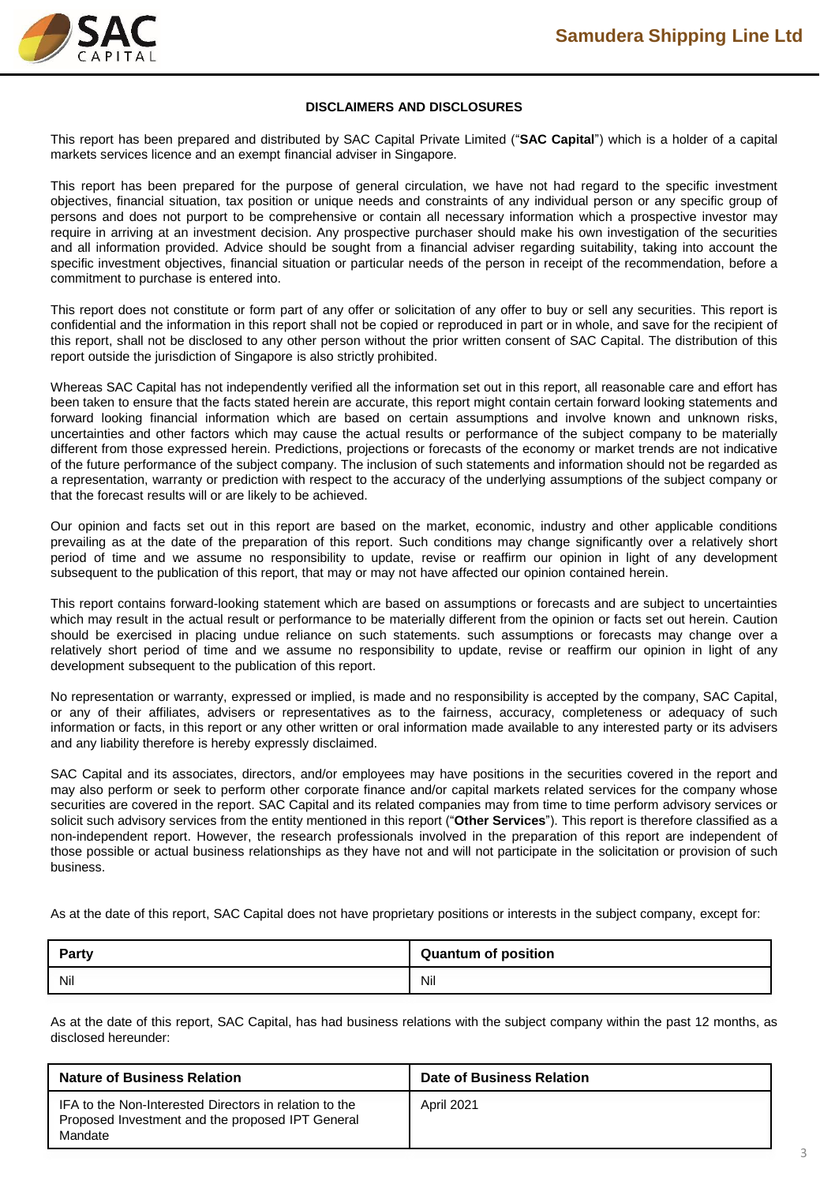### DISCLAIMERS AND DISCLOSURES

This report has been prepared and distributed by SAC Capital Private Limited ("**SAC Capital**") which is a holder of a capital markets services licence and an exempt financial adviser in Singapore.

This report has been prepared for the purpose of general circulation, we have not had regard to the specific investment objectives, financial situation, tax position or unique needs and constraints of any individual person or any specific group of persons and does not purport to be comprehensive or contain all necessary information which a prospective investor may require in arriving at an investment decision. Any prospective purchaser should make his own investigation of the securities and all information provided. Advice should be sought from a financial adviser regarding suitability, taking into account the specific investment objectives, financial situation or particular needs of the person in receipt of the recommendation, before a commitment to purchase is entered into.

This report does not constitute or form part of any offer or solicitation of any offer to buy or sell any securities. This report is confidential and the information in this report shall not be copied or reproduced in part or in whole, and save for the recipient of this report, shall not be disclosed to any other person without the prior written consent of SAC Capital. The distribution of this report outside the jurisdiction of Singapore is also strictly prohibited.

Whereas SAC Capital has not independently verified all the information set out in this report, all reasonable care and effort has been taken to ensure that the facts stated herein are accurate, this report might contain certain forward looking statements and forward looking financial information which are based on certain assumptions and involve known and unknown risks, uncertainties and other factors which may cause the actual results or performance of the subject company to be materially different from those expressed herein. Predictions, projections or forecasts of the economy or market trends are not indicative of the future performance of the subject company. The inclusion of such statements and information should not be regarded as a representation, warranty or prediction with respect to the accuracy of the underlying assumptions of the subject company or that the forecast results will or are likely to be achieved.

Our opinion and facts set out in this report are based on the market, economic, industry and other applicable conditions prevailing as at the date of the preparation of this report. Such conditions may change significantly over a relatively short period of time and we assume no responsibility to update, revise or reaffirm our opinion in light of any development subsequent to the publication of this report, that may or may not have affected our opinion contained herein.

This report contains forward-looking statement which are based on assumptions or forecasts and are subject to uncertainties which may result in the actual result or performance to be materially different from the opinion or facts set out herein. Caution should be exercised in placing undue reliance on such statements. such assumptions or forecasts may change over a relatively short period of time and we assume no responsibility to update, revise or reaffirm our opinion in light of any development subsequent to the publication of this report.

No representation or warranty, expressed or implied, is made and no responsibility is accepted by the company, SAC Capital, or any of their affiliates, advisers or representatives as to the fairness, accuracy, completeness or adequacy of such information or facts, in this report or any other written or oral information made available to any interested party or its advisers and any liability therefore is hereby expressly disclaimed.

SAC Capital and its associates, directors, and/or employees may have positions in the securities covered in the report and may also perform or seek to perform other corporate finance and/or capital markets related services for the company whose securities are covered in the report. SAC Capital and its related companies may from time to time perform advisory services or solicit such advisory services from the entity mentioned in this report ("**Other Services**"). This report is therefore classified as a non-independent report. However, the research professionals involved in the preparation of this report are independent of those possible or actual business relationships as they have not and will not participate in the solicitation or provision of such business.

As at the date of this report, SAC Capital does not have proprietary positions or interests in the subject company, except for:

| Party | Quantum of position |
|---|---|
| Nil | Nil |

As at the date of this report, SAC Capital, has had business relations with the subject company within the past 12 months, as disclosed hereunder:

| Nature of Business Relation | Date of Business Relation |
|---|---|
| IFA to the Non-Interested Directors in relation to the Proposed Investment and the proposed IPT General Mandate | April 2021 |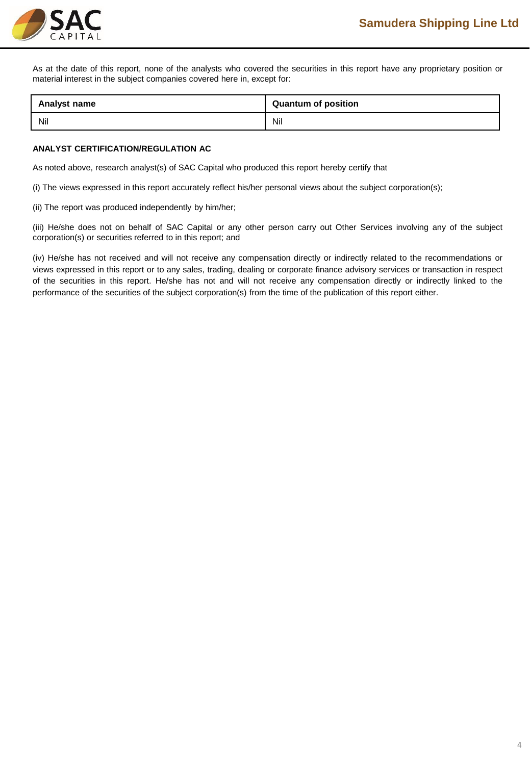As at the date of this report, none of the analysts who covered the securities in this report have any proprietary position or material interest in the subject companies covered here in, except for:

| Analyst name | Quantum of position |
| --- | --- |
| Nil | Nil |

**ANALYST CERTIFICATION/REGULATION AC**

As noted above, research analyst(s) of SAC Capital who produced this report hereby certify that

(i) The views expressed in this report accurately reflect his/her personal views about the subject corporation(s);

(ii) The report was produced independently by him/her;

(iii) He/she does not on behalf of SAC Capital or any other person carry out Other Services involving any of the subject corporation(s) or securities referred to in this report; and

(iv) He/she has not received and will not receive any compensation directly or indirectly related to the recommendations or views expressed in this report or to any sales, trading, dealing or corporate finance advisory services or transaction in respect of the securities in this report. He/she has not and will not receive any compensation directly or indirectly linked to the performance of the securities of the subject corporation(s) from the time of the publication of this report either.